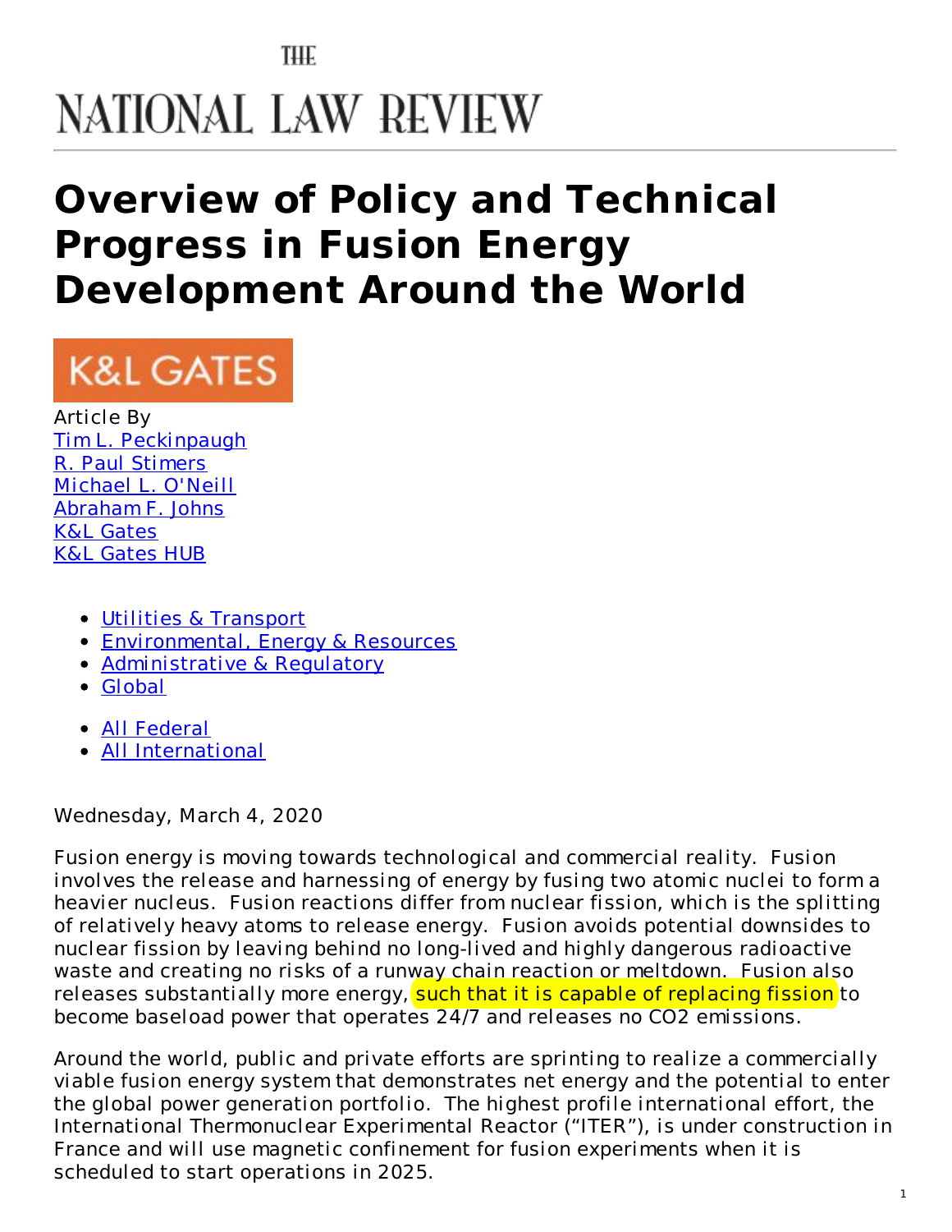THE

NATIONAL LAW REVIEW

# Overview of Policy and Technical Progress in Fusion Energy Development Around the World

K&L GATES

Article By
Tim L. Peckinpaugh
R. Paul Stimers
Michael L. O'Neill
Abraham F. Johns
K&L Gates
K&L Gates HUB

- Utilities & Transport
- Environmental, Energy & Resources
- Administrative & Regulatory
- Global

- All Federal
- All International

Wednesday, March 4, 2020

Fusion energy is moving towards technological and commercial reality. Fusion involves the release and harnessing of energy by fusing two atomic nuclei to form a heavier nucleus. Fusion reactions differ from nuclear fission, which is the splitting of relatively heavy atoms to release energy. Fusion avoids potential downsides to nuclear fission by leaving behind no long-lived and highly dangerous radioactive waste and creating no risks of a runway chain reaction or meltdown. Fusion also releases substantially more energy, such that it is capable of replacing fission to become baseload power that operates 24/7 and releases no CO2 emissions.

Around the world, public and private efforts are sprinting to realize a commercially viable fusion energy system that demonstrates net energy and the potential to enter the global power generation portfolio. The highest profile international effort, the International Thermonuclear Experimental Reactor ("ITER"), is under construction in France and will use magnetic confinement for fusion experiments when it is scheduled to start operations in 2025.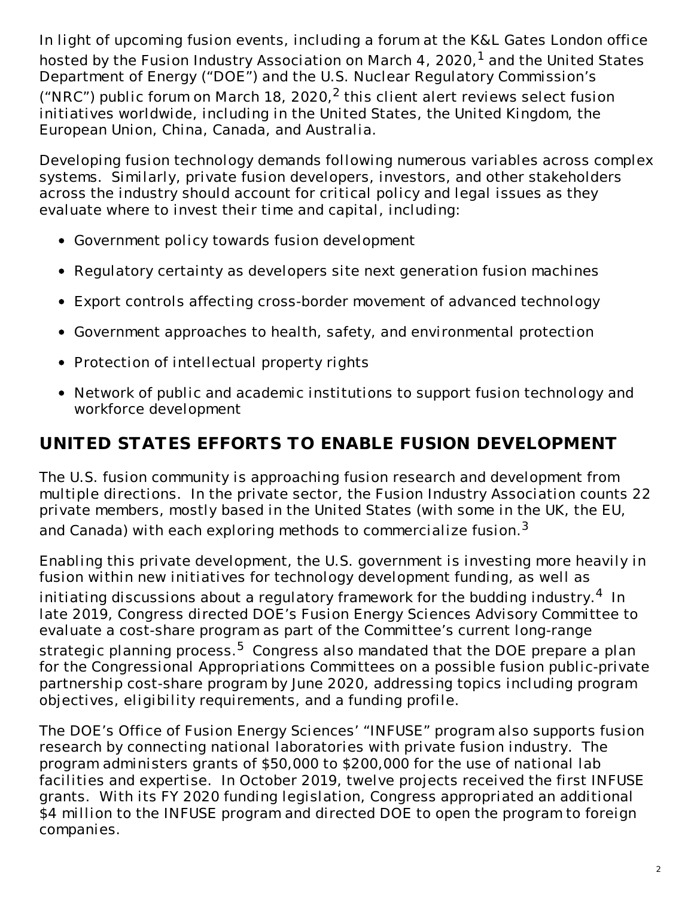In light of upcoming fusion events, including a forum at the K&L Gates London office hosted by the Fusion Industry Association on March 4, 2020,[1] and the United States Department of Energy ("DOE") and the U.S. Nuclear Regulatory Commission's ("NRC") public forum on March 18, 2020,[2] this client alert reviews select fusion initiatives worldwide, including in the United States, the United Kingdom, the European Union, China, Canada, and Australia.

Developing fusion technology demands following numerous variables across complex systems. Similarly, private fusion developers, investors, and other stakeholders across the industry should account for critical policy and legal issues as they evaluate where to invest their time and capital, including:

- Government policy towards fusion development
- Regulatory certainty as developers site next generation fusion machines
- Export controls affecting cross-border movement of advanced technology
- Government approaches to health, safety, and environmental protection
- Protection of intellectual property rights
- Network of public and academic institutions to support fusion technology and workforce development

## UNITED STATES EFFORTS TO ENABLE FUSION DEVELOPMENT

The U.S. fusion community is approaching fusion research and development from multiple directions. In the private sector, the Fusion Industry Association counts 22 private members, mostly based in the United States (with some in the UK, the EU, and Canada) with each exploring methods to commercialize fusion.[3]

Enabling this private development, the U.S. government is investing more heavily in fusion within new initiatives for technology development funding, as well as initiating discussions about a regulatory framework for the budding industry.[4] In late 2019, Congress directed DOE's Fusion Energy Sciences Advisory Committee to evaluate a cost-share program as part of the Committee's current long-range strategic planning process.[5] Congress also mandated that the DOE prepare a plan for the Congressional Appropriations Committees on a possible fusion public-private partnership cost-share program by June 2020, addressing topics including program objectives, eligibility requirements, and a funding profile.

The DOE's Office of Fusion Energy Sciences' "INFUSE" program also supports fusion research by connecting national laboratories with private fusion industry. The program administers grants of $50,000 to $200,000 for the use of national lab facilities and expertise. In October 2019, twelve projects received the first INFUSE grants. With its FY 2020 funding legislation, Congress appropriated an additional $4 million to the INFUSE program and directed DOE to open the program to foreign companies.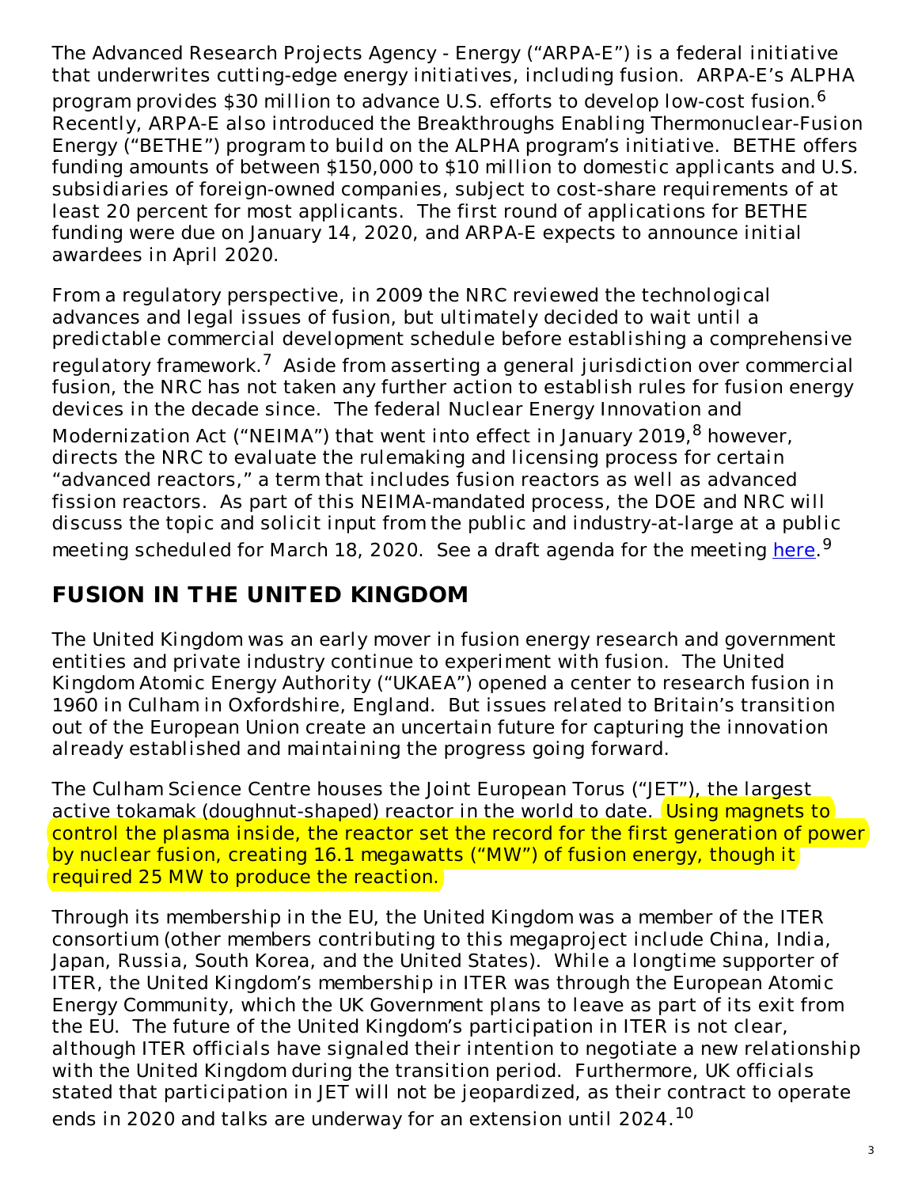The Advanced Research Projects Agency - Energy (“ARPA-E”) is a federal initiative that underwrites cutting-edge energy initiatives, including fusion. ARPA-E’s ALPHA program provides $30 million to advance U.S. efforts to develop low-cost fusion.[6] Recently, ARPA-E also introduced the Breakthroughs Enabling Thermonuclear-Fusion Energy (“BETHE”) program to build on the ALPHA program’s initiative. BETHE offers funding amounts of between $150,000 to $10 million to domestic applicants and U.S. subsidiaries of foreign-owned companies, subject to cost-share requirements of at least 20 percent for most applicants. The first round of applications for BETHE funding were due on January 14, 2020, and ARPA-E expects to announce initial awardees in April 2020.

From a regulatory perspective, in 2009 the NRC reviewed the technological advances and legal issues of fusion, but ultimately decided to wait until a predictable commercial development schedule before establishing a comprehensive regulatory framework.[7] Aside from asserting a general jurisdiction over commercial fusion, the NRC has not taken any further action to establish rules for fusion energy devices in the decade since. The federal Nuclear Energy Innovation and Modernization Act (“NEIMA”) that went into effect in January 2019,[8] however, directs the NRC to evaluate the rulemaking and licensing process for certain “advanced reactors,” a term that includes fusion reactors as well as advanced fission reactors. As part of this NEIMA-mandated process, the DOE and NRC will discuss the topic and solicit input from the public and industry-at-large at a public meeting scheduled for March 18, 2020. See a draft agenda for the meeting here.[9]

## FUSION IN THE UNITED KINGDOM

The United Kingdom was an early mover in fusion energy research and government entities and private industry continue to experiment with fusion. The United Kingdom Atomic Energy Authority (“UKAEA”) opened a center to research fusion in 1960 in Culham in Oxfordshire, England. But issues related to Britain’s transition out of the European Union create an uncertain future for capturing the innovation already established and maintaining the progress going forward.

The Culham Science Centre houses the Joint European Torus (“JET”), the largest active tokamak (doughnut-shaped) reactor in the world to date. Using magnets to control the plasma inside, the reactor set the record for the first generation of power by nuclear fusion, creating 16.1 megawatts (“MW”) of fusion energy, though it required 25 MW to produce the reaction.

Through its membership in the EU, the United Kingdom was a member of the ITER consortium (other members contributing to this megaproject include China, India, Japan, Russia, South Korea, and the United States). While a longtime supporter of ITER, the United Kingdom’s membership in ITER was through the European Atomic Energy Community, which the UK Government plans to leave as part of its exit from the EU. The future of the United Kingdom’s participation in ITER is not clear, although ITER officials have signaled their intention to negotiate a new relationship with the United Kingdom during the transition period. Furthermore, UK officials stated that participation in JET will not be jeopardized, as their contract to operate ends in 2020 and talks are underway for an extension until 2024.[10]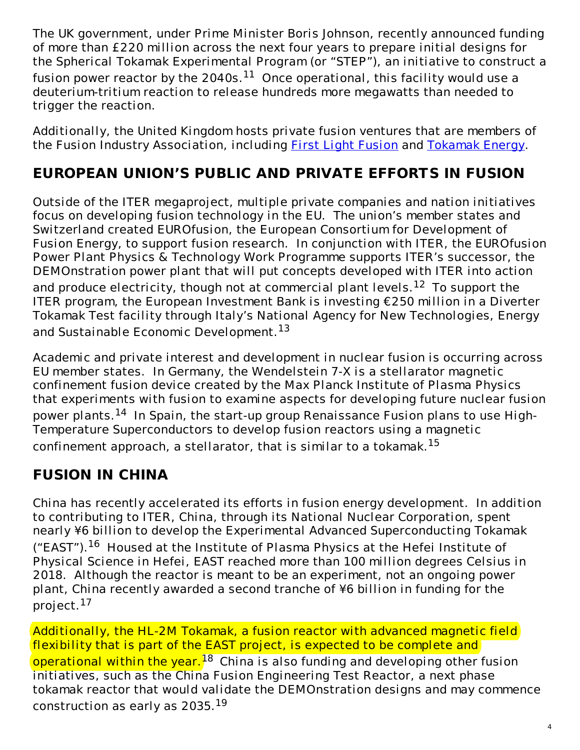The UK government, under Prime Minister Boris Johnson, recently announced funding of more than £220 million across the next four years to prepare initial designs for the Spherical Tokamak Experimental Program (or "STEP"), an initiative to construct a fusion power reactor by the 2040s.[11] Once operational, this facility would use a deuterium-tritium reaction to release hundreds more megawatts than needed to trigger the reaction.

Additionally, the United Kingdom hosts private fusion ventures that are members of the Fusion Industry Association, including First Light Fusion and Tokamak Energy.

## EUROPEAN UNION'S PUBLIC AND PRIVATE EFFORTS IN FUSION

Outside of the ITER megaproject, multiple private companies and nation initiatives focus on developing fusion technology in the EU. The union's member states and Switzerland created EUROfusion, the European Consortium for Development of Fusion Energy, to support fusion research. In conjunction with ITER, the EUROfusion Power Plant Physics & Technology Work Programme supports ITER's successor, the DEMOnstration power plant that will put concepts developed with ITER into action and produce electricity, though not at commercial plant levels.[12] To support the ITER program, the European Investment Bank is investing €250 million in a Diverter Tokamak Test facility through Italy's National Agency for New Technologies, Energy and Sustainable Economic Development.[13]

Academic and private interest and development in nuclear fusion is occurring across EU member states. In Germany, the Wendelstein 7-X is a stellarator magnetic confinement fusion device created by the Max Planck Institute of Plasma Physics that experiments with fusion to examine aspects for developing future nuclear fusion power plants.[14] In Spain, the start-up group Renaissance Fusion plans to use High-Temperature Superconductors to develop fusion reactors using a magnetic confinement approach, a stellarator, that is similar to a tokamak.[15]

## FUSION IN CHINA

China has recently accelerated its efforts in fusion energy development. In addition to contributing to ITER, China, through its National Nuclear Corporation, spent nearly ¥6 billion to develop the Experimental Advanced Superconducting Tokamak ("EAST").[16] Housed at the Institute of Plasma Physics at the Hefei Institute of Physical Science in Hefei, EAST reached more than 100 million degrees Celsius in 2018. Although the reactor is meant to be an experiment, not an ongoing power plant, China recently awarded a second tranche of ¥6 billion in funding for the project.[17]

Additionally, the HL-2M Tokamak, a fusion reactor with advanced magnetic field flexibility that is part of the EAST project, is expected to be complete and operational within the year.[18] China is also funding and developing other fusion initiatives, such as the China Fusion Engineering Test Reactor, a next phase tokamak reactor that would validate the DEMOnstration designs and may commence construction as early as 2035.[19]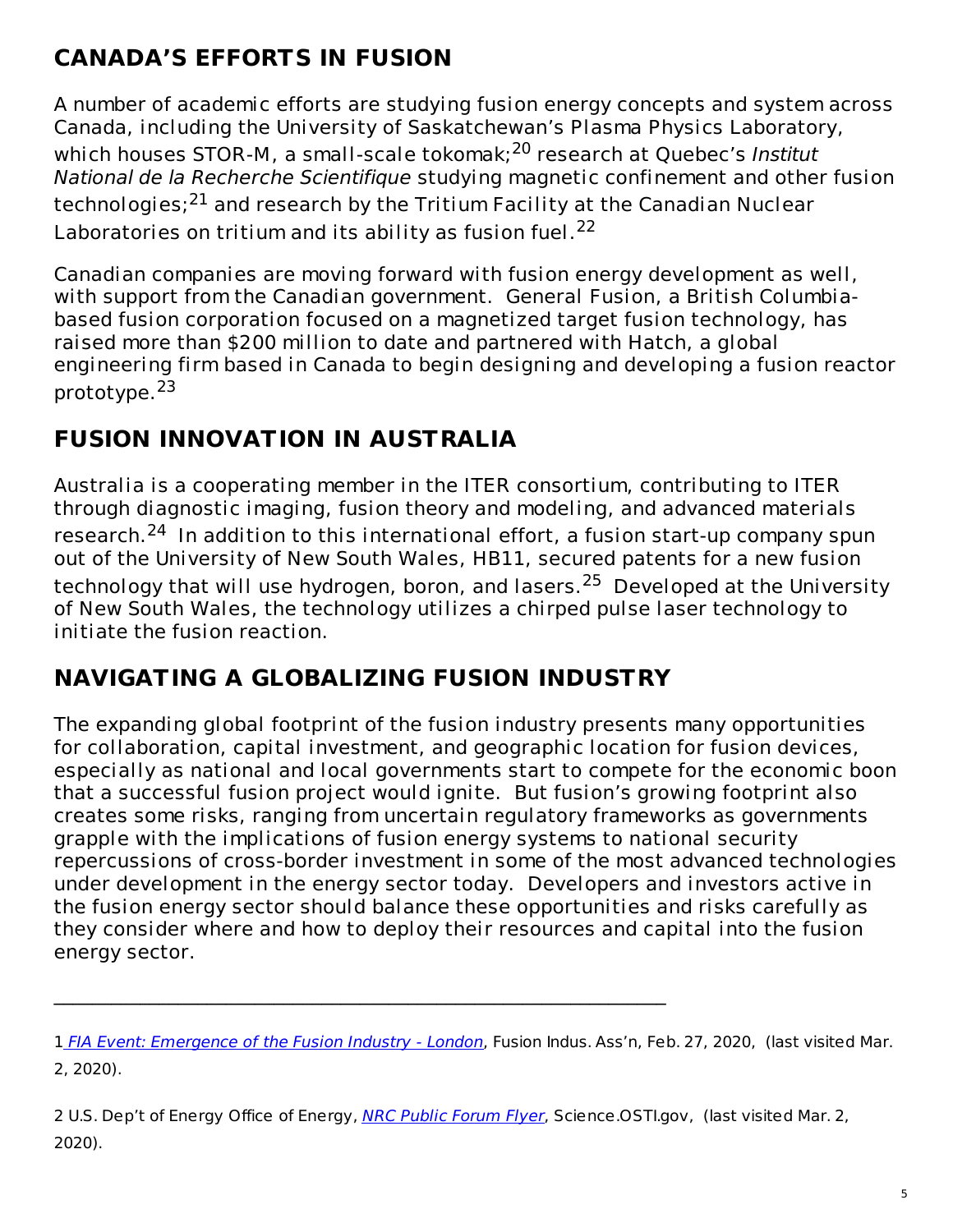## CANADA'S EFFORTS IN FUSION

A number of academic efforts are studying fusion energy concepts and system across Canada, including the University of Saskatchewan's Plasma Physics Laboratory, which houses STOR-M, a small-scale tokomak;[20] research at Quebec's *Institut National de la Recherche Scientifique* studying magnetic confinement and other fusion technologies;[21] and research by the Tritium Facility at the Canadian Nuclear Laboratories on tritium and its ability as fusion fuel.[22]

Canadian companies are moving forward with fusion energy development as well, with support from the Canadian government. General Fusion, a British Columbia-based fusion corporation focused on a magnetized target fusion technology, has raised more than $200 million to date and partnered with Hatch, a global engineering firm based in Canada to begin designing and developing a fusion reactor prototype.[23]

## FUSION INNOVATION IN AUSTRALIA

Australia is a cooperating member in the ITER consortium, contributing to ITER through diagnostic imaging, fusion theory and modeling, and advanced materials research.[24] In addition to this international effort, a fusion start-up company spun out of the University of New South Wales, HB11, secured patents for a new fusion technology that will use hydrogen, boron, and lasers.[25] Developed at the University of New South Wales, the technology utilizes a chirped pulse laser technology to initiate the fusion reaction.

## NAVIGATING A GLOBALIZING FUSION INDUSTRY

The expanding global footprint of the fusion industry presents many opportunities for collaboration, capital investment, and geographic location for fusion devices, especially as national and local governments start to compete for the economic boon that a successful fusion project would ignite. But fusion's growing footprint also creates some risks, ranging from uncertain regulatory frameworks as governments grapple with the implications of fusion energy systems to national security repercussions of cross-border investment in some of the most advanced technologies under development in the energy sector today. Developers and investors active in the fusion energy sector should balance these opportunities and risks carefully as they consider where and how to deploy their resources and capital into the fusion energy sector.

---

1 *FIA Event: Emergence of the Fusion Industry - London*, Fusion Indus. Ass'n, Feb. 27, 2020, (last visited Mar. 2, 2020).

2 U.S. Dep't of Energy Office of Energy, *NRC Public Forum Flyer*, Science.OSTI.gov, (last visited Mar. 2, 2020).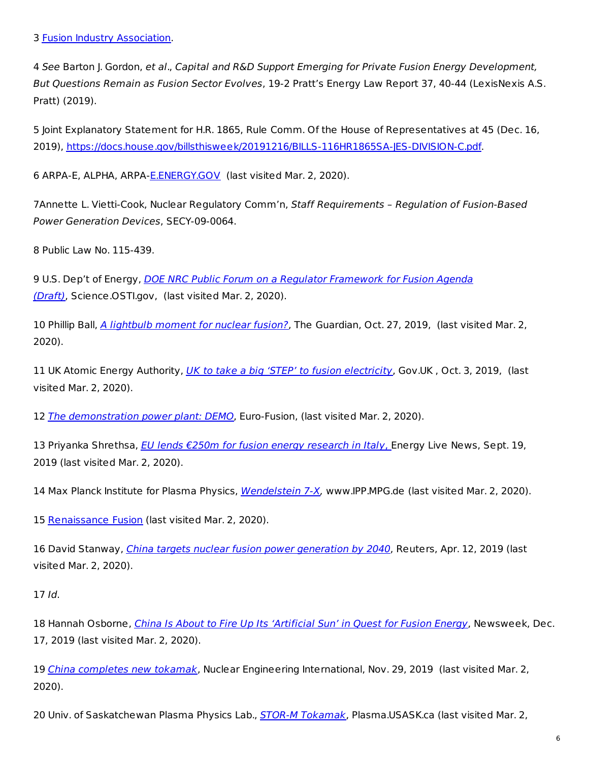3 Fusion Industry Association.

4 *See* Barton J. Gordon, *et al*., *Capital and R&D Support Emerging for Private Fusion Energy Development, But Questions Remain as Fusion Sector Evolves*, 19-2 Pratt's Energy Law Report 37, 40-44 (LexisNexis A.S. Pratt) (2019).

5 Joint Explanatory Statement for H.R. 1865, Rule Comm. Of the House of Representatives at 45 (Dec. 16, 2019), https://docs.house.gov/billsthisweek/20191216/BILLS-116HR1865SA-JES-DIVISION-C.pdf.

6 ARPA-E, ALPHA, ARPA-E.ENERGY.GOV (last visited Mar. 2, 2020).

7Annette L. Vietti-Cook, Nuclear Regulatory Comm'n, *Staff Requirements – Regulation of Fusion-Based Power Generation Devices*, SECY-09-0064.

8 Public Law No. 115-439.

9 U.S. Dep't of Energy, *DOE NRC Public Forum on a Regulator Framework for Fusion Agenda (Draft)*, Science.OSTI.gov, (last visited Mar. 2, 2020).

10 Phillip Ball, *A lightbulb moment for nuclear fusion?*, The Guardian, Oct. 27, 2019, (last visited Mar. 2, 2020).

11 UK Atomic Energy Authority, *UK to take a big 'STEP' to fusion electricity*, Gov.UK , Oct. 3, 2019, (last visited Mar. 2, 2020).

12 *The demonstration power plant: DEMO*, Euro-Fusion, (last visited Mar. 2, 2020).

13 Priyanka Shrethsa, *EU lends €250m for fusion energy research in Italy*, Energy Live News, Sept. 19, 2019 (last visited Mar. 2, 2020).

14 Max Planck Institute for Plasma Physics, *Wendelstein 7-X*, www.IPP.MPG.de (last visited Mar. 2, 2020).

15 Renaissance Fusion (last visited Mar. 2, 2020).

16 David Stanway, *China targets nuclear fusion power generation by 2040*, Reuters, Apr. 12, 2019 (last visited Mar. 2, 2020).

17 *Id*.

18 Hannah Osborne, *China Is About to Fire Up Its 'Artificial Sun' in Quest for Fusion Energy*, Newsweek, Dec. 17, 2019 (last visited Mar. 2, 2020).

19 *China completes new tokamak*, Nuclear Engineering International, Nov. 29, 2019 (last visited Mar. 2, 2020).

20 Univ. of Saskatchewan Plasma Physics Lab., *STOR-M Tokamak*, Plasma.USASK.ca (last visited Mar. 2,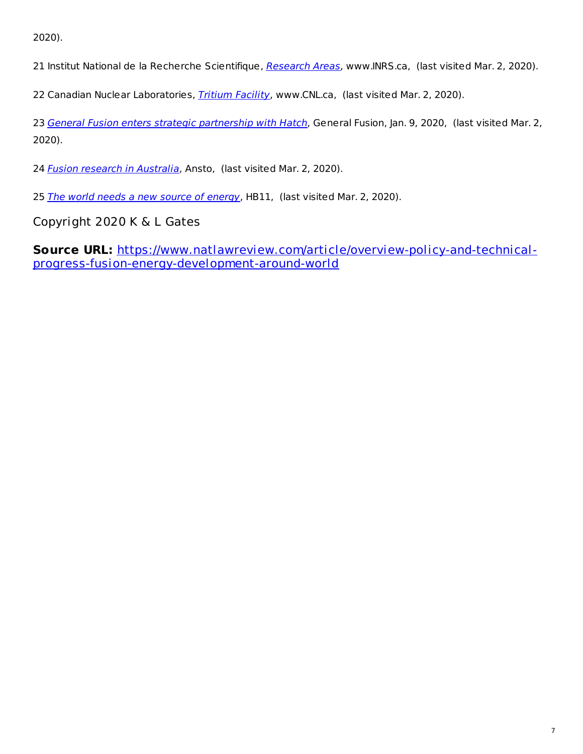2020).

21 Institut National de la Recherche Scientifique, *Research Areas*, www.INRS.ca,  (last visited Mar. 2, 2020).

22 Canadian Nuclear Laboratories, *Tritium Facility*, www.CNL.ca,  (last visited Mar. 2, 2020).

23 *General Fusion enters strategic partnership with Hatch*, General Fusion, Jan. 9, 2020,  (last visited Mar. 2, 2020).

24 *Fusion research in Australia*, Ansto,  (last visited Mar. 2, 2020).

25 *The world needs a new source of energy*, HB11,  (last visited Mar. 2, 2020).

Copyright 2020 K & L Gates

**Source URL:** https://www.natlawreview.com/article/overview-policy-and-technical-progress-fusion-energy-development-around-world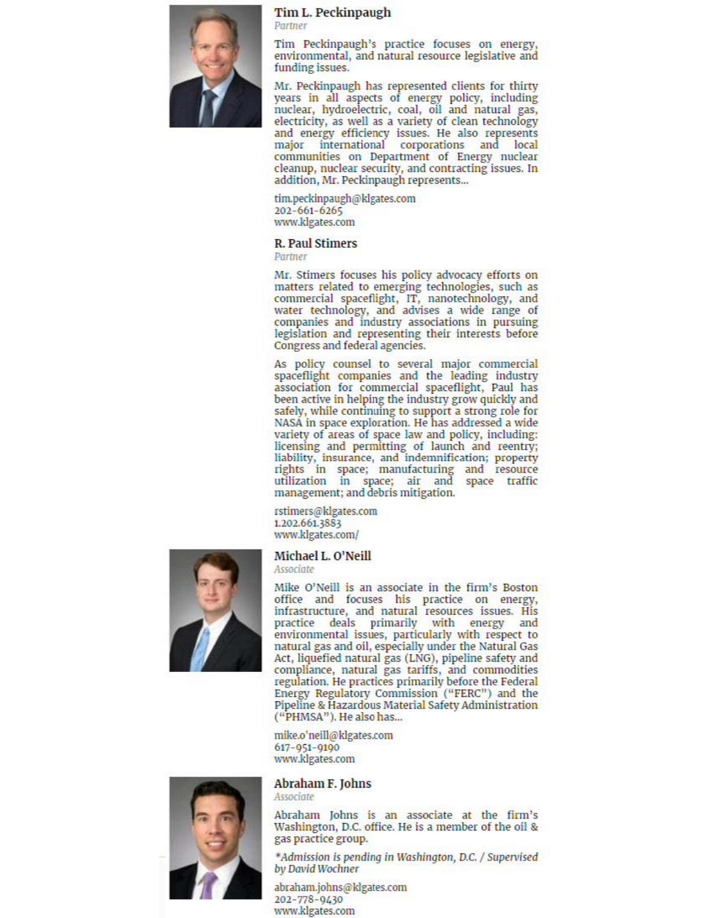### Tim L. Peckinpaugh

*Partner*

Tim Peckinpaugh's practice focuses on energy, environmental, and natural resource legislative and funding issues.

Mr. Peckinpaugh has represented clients for thirty years in all aspects of energy policy, including nuclear, hydroelectric, coal, oil and natural gas, electricity, as well as a variety of clean technology and energy efficiency issues. He also represents major international corporations and local communities on Department of Energy nuclear cleanup, nuclear security, and contracting issues. In addition, Mr. Peckinpaugh represents...

tim.peckinpaugh@klgates.com
202-661-6265
www.klgates.com

### R. Paul Stimers

*Partner*

Mr. Stimers focuses his policy advocacy efforts on matters related to emerging technologies, such as commercial spaceflight, IT, nanotechnology, and water technology, and advises a wide range of companies and industry associations in pursuing legislation and representing their interests before Congress and federal agencies.

As policy counsel to several major commercial spaceflight companies and the leading industry association for commercial spaceflight, Paul has been active in helping the industry grow quickly and safely, while continuing to support a strong role for NASA in space exploration. He has addressed a wide variety of areas of space law and policy, including: licensing and permitting of launch and reentry; liability, insurance, and indemnification; property rights in space; manufacturing and resource utilization in space; air and space traffic management; and debris mitigation.

rstimers@klgates.com
1.202.661.3883
www.klgates.com/

### Michael L. O'Neill

*Associate*

Mike O'Neill is an associate in the firm's Boston office and focuses his practice on energy, infrastructure, and natural resources issues. His practice deals primarily with energy and environmental issues, particularly with respect to natural gas and oil, especially under the Natural Gas Act, liquefied natural gas (LNG), pipeline safety and compliance, natural gas tariffs, and commodities regulation. He practices primarily before the Federal Energy Regulatory Commission ("FERC") and the Pipeline & Hazardous Material Safety Administration ("PHMSA"). He also has...

mike.o'neill@klgates.com
617-951-9190
www.klgates.com

### Abraham F. Johns

*Associate*

Abraham Johns is an associate at the firm's Washington, D.C. office. He is a member of the oil & gas practice group.

*\*Admission is pending in Washington, D.C. / Supervised by David Wochner*

abraham.johns@klgates.com
202-778-9430
www.klgates.com